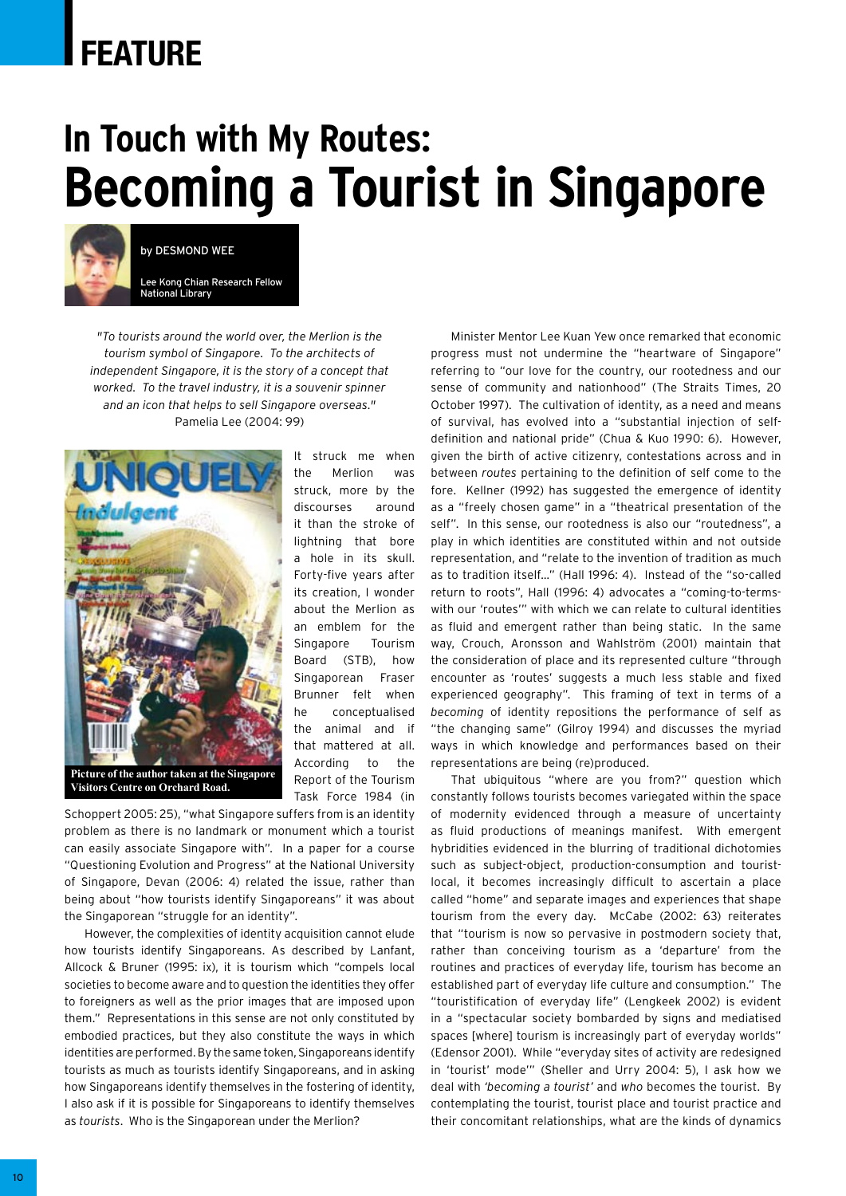FEATURE

# In Touch with My Routes: Becoming a Tourist in Singapore

by DESMOND WEE

Lee Kong Chian Research Fellow
National Library

*"To tourists around the world over, the Merlion is the tourism symbol of Singapore. To the architects of independent Singapore, it is the story of a concept that worked. To the travel industry, it is a souvenir spinner and an icon that helps to sell Singapore overseas."*
Pamelia Lee (2004: 99)

Picture of the author taken at the Singapore Visitors Centre on Orchard Road.

It struck me when the Merlion was struck, more by the discourses around it than the stroke of lightning that bore a hole in its skull. Forty-five years after its creation, I wonder about the Merlion as an emblem for the Singapore Tourism Board (STB), how Singaporean Fraser Brunner felt when he conceptualised the animal and if that mattered at all. According to the Report of the Tourism Task Force 1984 (in Schoppert 2005: 25), "what Singapore suffers from is an identity problem as there is no landmark or monument which a tourist can easily associate Singapore with". In a paper for a course "Questioning Evolution and Progress" at the National University of Singapore, Devan (2006: 4) related the issue, rather than being about "how tourists identify Singaporeans" it was about the Singaporean "struggle for an identity".

However, the complexities of identity acquisition cannot elude how tourists identify Singaporeans. As described by Lanfant, Allcock & Bruner (1995: ix), it is tourism which "compels local societies to become aware and to question the identities they offer to foreigners as well as the prior images that are imposed upon them." Representations in this sense are not only constituted by embodied practices, but they also constitute the ways in which identities are performed. By the same token, Singaporeans identify tourists as much as tourists identify Singaporeans, and in asking how Singaporeans identify themselves in the fostering of identity, I also ask if it is possible for Singaporeans to identify themselves as *tourists*. Who is the Singaporean under the Merlion?

Minister Mentor Lee Kuan Yew once remarked that economic progress must not undermine the "heartware of Singapore" referring to "our love for the country, our rootedness and our sense of community and nationhood" (The Straits Times, 20 October 1997). The cultivation of identity, as a need and means of survival, has evolved into a "substantial injection of self-definition and national pride" (Chua & Kuo 1990: 6). However, given the birth of active citizenry, contestations across and in between *routes* pertaining to the definition of self come to the fore. Kellner (1992) has suggested the emergence of identity as a "freely chosen game" in a "theatrical presentation of the self". In this sense, our rootedness is also our "routedness", a play in which identities are constituted within and not outside representation, and "relate to the invention of tradition as much as to tradition itself…" (Hall 1996: 4). Instead of the "so-called return to roots", Hall (1996: 4) advocates a "coming-to-terms-with our 'routes'" with which we can relate to cultural identities as fluid and emergent rather than being static. In the same way, Crouch, Aronsson and Wahlström (2001) maintain that the consideration of place and its represented culture "through encounter as 'routes' suggests a much less stable and fixed experienced geography". This framing of text in terms of a *becoming* of identity repositions the performance of self as "the changing same" (Gilroy 1994) and discusses the myriad ways in which knowledge and performances based on their representations are being (re)produced.

That ubiquitous "where are you from?" question which constantly follows tourists becomes variegated within the space of modernity evidenced through a measure of uncertainty as fluid productions of meanings manifest. With emergent hybridities evidenced in the blurring of traditional dichotomies such as subject-object, production-consumption and tourist-local, it becomes increasingly difficult to ascertain a place called "home" and separate images and experiences that shape tourism from the every day. McCabe (2002: 63) reiterates that "tourism is now so pervasive in postmodern society that, rather than conceiving tourism as a 'departure' from the routines and practices of everyday life, tourism has become an established part of everyday life culture and consumption." The "touristification of everyday life" (Lengkeek 2002) is evident in a "spectacular society bombarded by signs and mediatised spaces [where] tourism is increasingly part of everyday worlds" (Edensor 2001). While "everyday sites of activity are redesigned in 'tourist' mode'" (Sheller and Urry 2004: 5), I ask how we deal with *'becoming a tourist'* and *who* becomes the tourist. By contemplating the tourist, tourist place and tourist practice and their concomitant relationships, what are the kinds of dynamics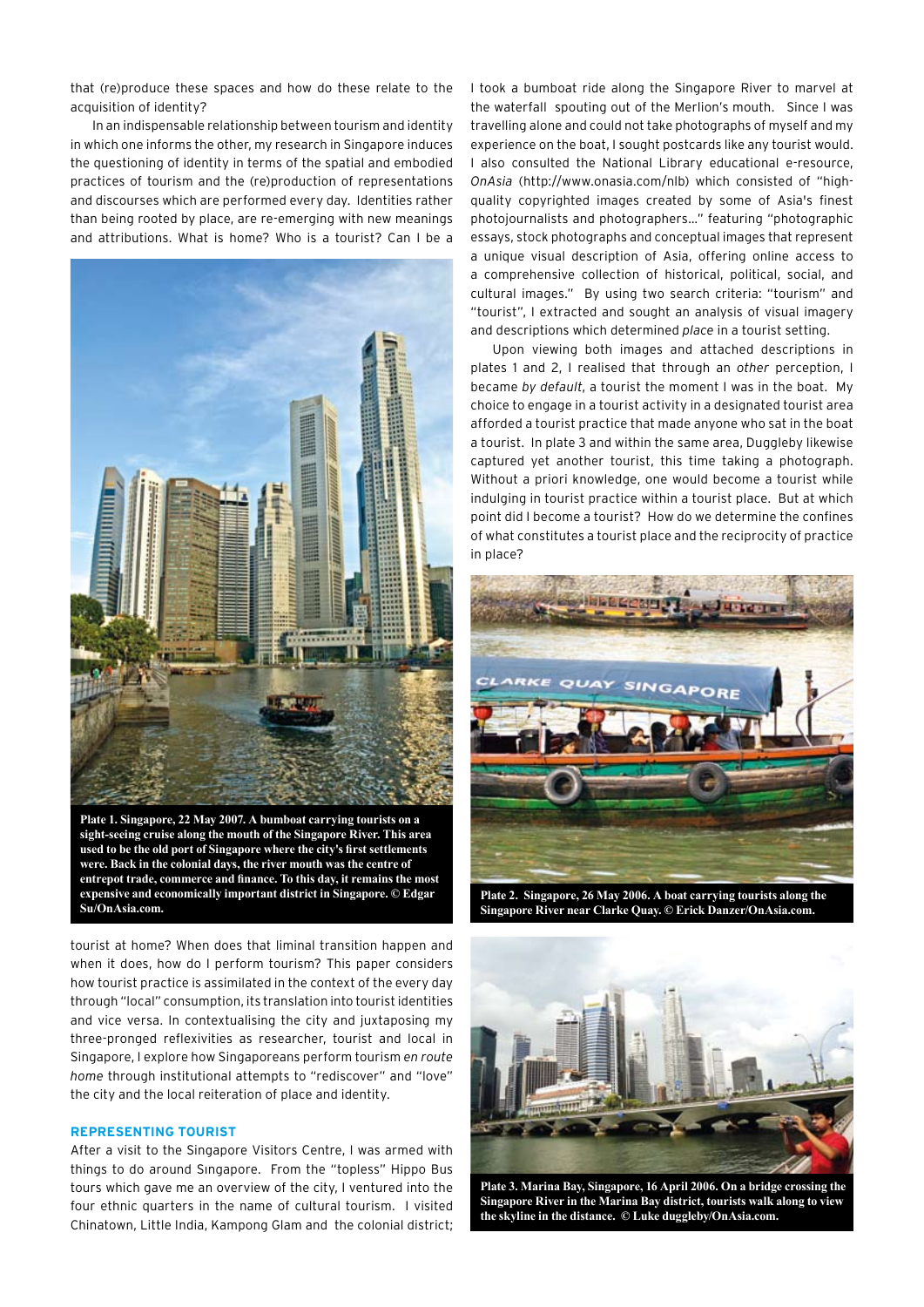that (re)produce these spaces and how do these relate to the acquisition of identity?

In an indispensable relationship between tourism and identity in which one informs the other, my research in Singapore induces the questioning of identity in terms of the spatial and embodied practices of tourism and the (re)production of representations and discourses which are performed every day. Identities rather than being rooted by place, are re-emerging with new meanings and attributions. What is home? Who is a tourist? Can I be a tourist at home? When does that liminal transition happen and when it does, how do I perform tourism? This paper considers how tourist practice is assimilated in the context of the every day through "local" consumption, its translation into tourist identities and vice versa. In contextualising the city and juxtaposing my three-pronged reflexivities as researcher, tourist and local in Singapore, I explore how Singaporeans perform tourism *en route home* through institutional attempts to "rediscover" and "love" the city and the local reiteration of place and identity.

**Plate 1. Singapore, 22 May 2007. A bumboat carrying tourists on a sight-seeing cruise along the mouth of the Singapore River. This area used to be the old port of Singapore where the city's first settlements were. Back in the colonial days, the river mouth was the centre of entrepot trade, commerce and finance. To this day, it remains the most expensive and economically important district in Singapore. © Edgar Su/OnAsia.com.**

## REPRESENTING TOURIST

After a visit to the Singapore Visitors Centre, I was armed with things to do around Singapore. From the "topless" Hippo Bus tours which gave me an overview of the city, I ventured into the four ethnic quarters in the name of cultural tourism. I visited Chinatown, Little India, Kampong Glam and the colonial district; I took a bumboat ride along the Singapore River to marvel at the waterfall spouting out of the Merlion's mouth. Since I was travelling alone and could not take photographs of myself and my experience on the boat, I sought postcards like any tourist would. I also consulted the National Library educational e-resource, *OnAsia* (http://www.onasia.com/nlb) which consisted of "high-quality copyrighted images created by some of Asia's finest photojournalists and photographers..." featuring "photographic essays, stock photographs and conceptual images that represent a unique visual description of Asia, offering online access to a comprehensive collection of historical, political, social, and cultural images." By using two search criteria: "tourism" and "tourist", I extracted and sought an analysis of visual imagery and descriptions which determined *place* in a tourist setting.

Upon viewing both images and attached descriptions in plates 1 and 2, I realised that through an *other* perception, I became *by default*, a tourist the moment I was in the boat. My choice to engage in a tourist activity in a designated tourist area afforded a tourist practice that made anyone who sat in the boat a tourist. In plate 3 and within the same area, Duggleby likewise captured yet another tourist, this time taking a photograph. Without a priori knowledge, one would become a tourist while indulging in tourist practice within a tourist place. But at which point did I become a tourist? How do we determine the confines of what constitutes a tourist place and the reciprocity of practice in place?

**Plate 2. Singapore, 26 May 2006. A boat carrying tourists along the Singapore River near Clarke Quay. © Erick Danzer/OnAsia.com.**

**Plate 3. Marina Bay, Singapore, 16 April 2006. On a bridge crossing the Singapore River in the Marina Bay district, tourists walk along to view the skyline in the distance. © Luke duggleby/OnAsia.com.**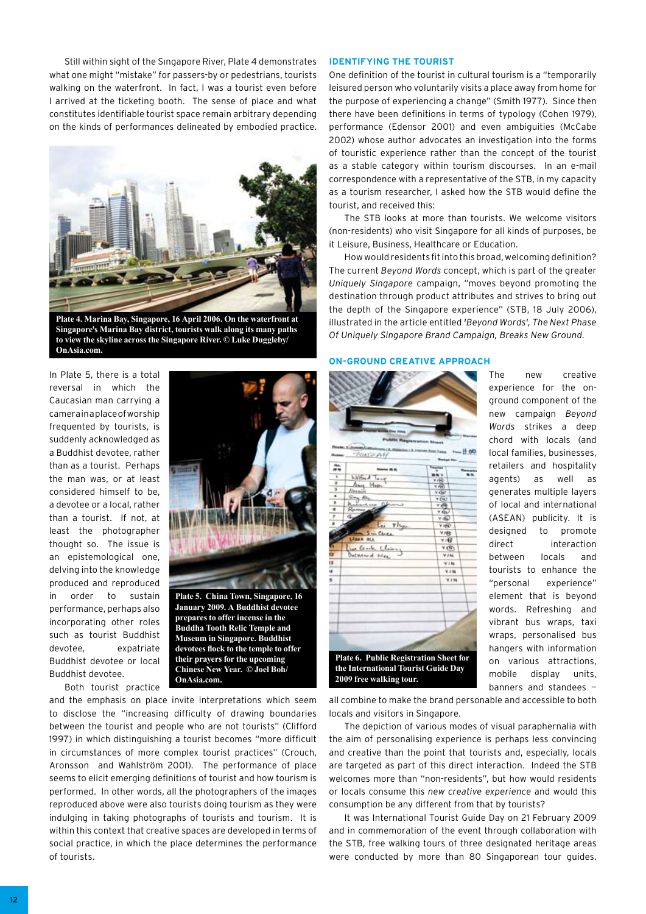Still within sight of the Singapore River, Plate 4 demonstrates what one might "mistake" for passers-by or pedestrians, tourists walking on the waterfront. In fact, I was a tourist even before I arrived at the ticketing booth. The sense of place and what constitutes identifiable tourist space remain arbitrary depending on the kinds of performances delineated by embodied practice.

**Plate 4. Marina Bay, Singapore, 16 April 2006. On the waterfront at Singapore's Marina Bay district, tourists walk along its many paths to view the skyline across the Singapore River. © Luke Duggleby/ OnAsia.com.**

In Plate 5, there is a total reversal in which the Caucasian man carrying a camera in a place of worship frequented by tourists, is suddenly acknowledged as a Buddhist devotee, rather than as a tourist. Perhaps the man was, or at least considered himself to be, a devotee or a local, rather than a tourist. If not, at least the photographer thought so. The issue is an epistemological one, delving into the knowledge produced and reproduced in order to sustain performance, perhaps also incorporating other roles such as tourist Buddhist devotee, expatriate Buddhist devotee or local Buddhist devotee.

**Plate 5. China Town, Singapore, 16 January 2009. A Buddhist devotee prepares to offer incense in the Buddha Tooth Relic Temple and Museum in Singapore. Buddhist devotees flock to the temple to offer their prayers for the upcoming Chinese New Year. © Joel Boh/ OnAsia.com.**

Both tourist practice and the emphasis on place invite interpretations which seem to disclose the "increasing difficulty of drawing boundaries between the tourist and people who are not tourists" (Clifford 1997) in which distinguishing a tourist becomes "more difficult in circumstances of more complex tourist practices" (Crouch, Aronsson and Wahlström 2001). The performance of place seems to elicit emerging definitions of tourist and how tourism is performed. In other words, all the photographers of the images reproduced above were also tourists doing tourism as they were indulging in taking photographs of tourists and tourism. It is within this context that creative spaces are developed in terms of social practice, in which the place determines the performance of tourists.

## IDENTIFYING THE TOURIST

One definition of the tourist in cultural tourism is a "temporarily leisured person who voluntarily visits a place away from home for the purpose of experiencing a change" (Smith 1977). Since then there have been definitions in terms of typology (Cohen 1979), performance (Edensor 2001) and even ambiguities (McCabe 2002) whose author advocates an investigation into the forms of touristic experience rather than the concept of the tourist as a stable category within tourism discourses. In an e-mail correspondence with a representative of the STB, in my capacity as a tourism researcher, I asked how the STB would define the tourist, and received this:

The STB looks at more than tourists. We welcome visitors (non-residents) who visit Singapore for all kinds of purposes, be it Leisure, Business, Healthcare or Education.

How would residents fit into this broad, welcoming definition? The current *Beyond Words* concept, which is part of the greater *Uniquely Singapore* campaign, "moves beyond promoting the destination through product attributes and strives to bring out the depth of the Singapore experience" (STB, 18 July 2006), illustrated in the article entitled *'Beyond Words', The Next Phase Of Uniquely Singapore Brand Campaign, Breaks New Ground.*

## ON-GROUND CREATIVE APPROACH

**Plate 6. Public Registration Sheet for the International Tourist Guide Day 2009 free walking tour.**

The new creative experience for the on-ground component of the new campaign *Beyond Words* strikes a deep chord with locals (and local families, businesses, retailers and hospitality agents) as well as generates multiple layers of local and international (ASEAN) publicity. It is designed to promote direct interaction between locals and tourists to enhance the "personal experience" element that is beyond words. Refreshing and vibrant bus wraps, taxi wraps, personalised bus hangers with information on various attractions, mobile display units, banners and standees – all combine to make the brand personalised and accessible to both locals and visitors in Singapore.

The depiction of various modes of visual paraphernalia with the aim of personalising experience is perhaps less convincing and creative than the point that tourists and, especially, locals are targeted as part of this direct interaction. Indeed the STB welcomes more than "non-residents", but how would residents or locals consume this *new creative experience* and would this consumption be any different from that by tourists?

It was International Tourist Guide Day on 21 February 2009 and in commemoration of the event through collaboration with the STB, free walking tours of three designated heritage areas were conducted by more than 80 Singaporean tour guides.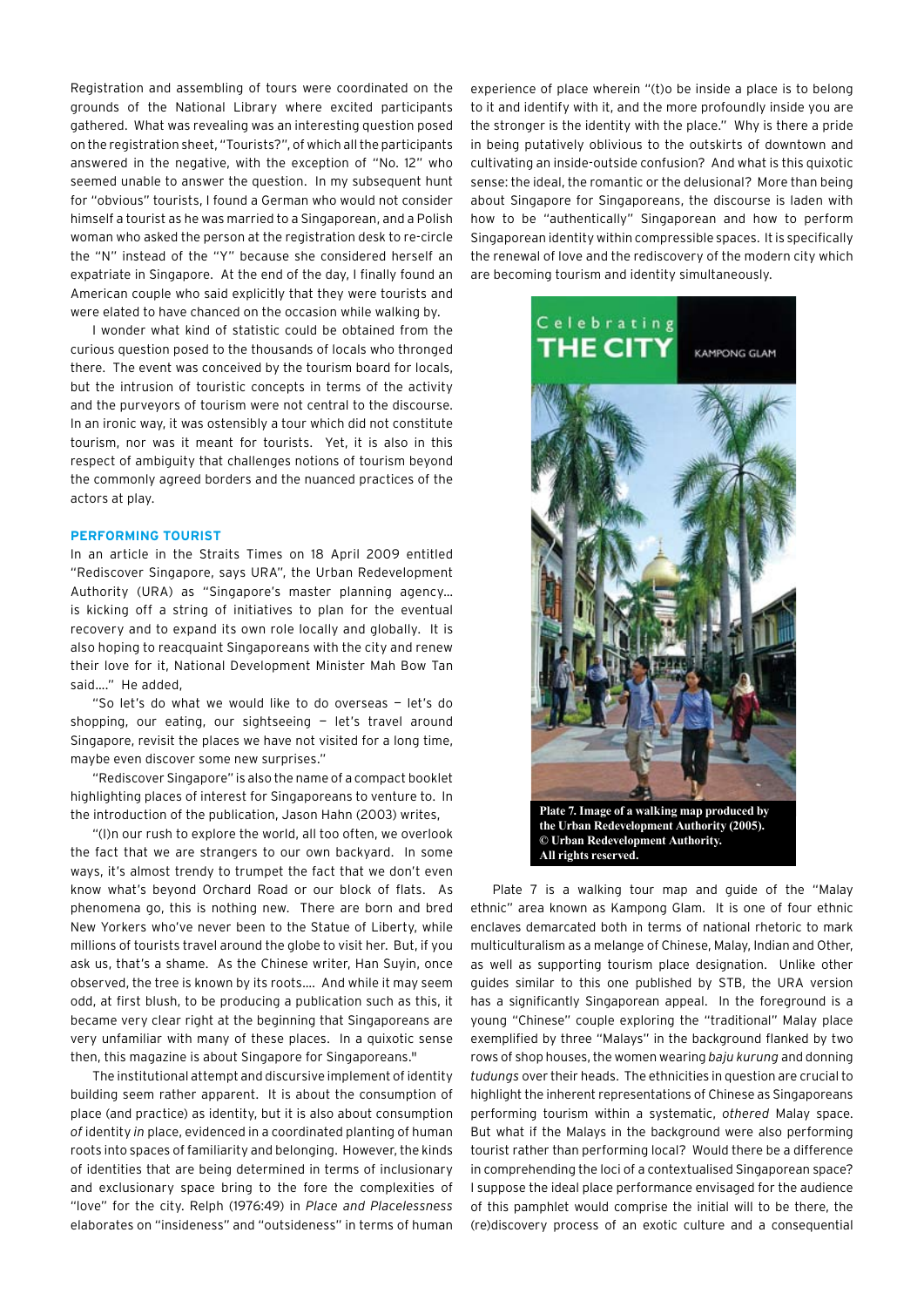Registration and assembling of tours were coordinated on the grounds of the National Library where excited participants gathered. What was revealing was an interesting question posed on the registration sheet, "Tourists?", of which all the participants answered in the negative, with the exception of "No. 12" who seemed unable to answer the question. In my subsequent hunt for "obvious" tourists, I found a German who would not consider himself a tourist as he was married to a Singaporean, and a Polish woman who asked the person at the registration desk to re-circle the "N" instead of the "Y" because she considered herself an expatriate in Singapore. At the end of the day, I finally found an American couple who said explicitly that they were tourists and were elated to have chanced on the occasion while walking by.

I wonder what kind of statistic could be obtained from the curious question posed to the thousands of locals who thronged there. The event was conceived by the tourism board for locals, but the intrusion of touristic concepts in terms of the activity and the purveyors of tourism were not central to the discourse. In an ironic way, it was ostensibly a tour which did not constitute tourism, nor was it meant for tourists. Yet, it is also in this respect of ambiguity that challenges notions of tourism beyond the commonly agreed borders and the nuanced practices of the actors at play.

## PERFORMING TOURIST

In an article in the Straits Times on 18 April 2009 entitled "Rediscover Singapore, says URA", the Urban Redevelopment Authority (URA) as "Singapore's master planning agency… is kicking off a string of initiatives to plan for the eventual recovery and to expand its own role locally and globally. It is also hoping to reacquaint Singaporeans with the city and renew their love for it, National Development Minister Mah Bow Tan said…." He added,

"So let's do what we would like to do overseas — let's do shopping, our eating, our sightseeing — let's travel around Singapore, revisit the places we have not visited for a long time, maybe even discover some new surprises."

"Rediscover Singapore" is also the name of a compact booklet highlighting places of interest for Singaporeans to venture to. In the introduction of the publication, Jason Hahn (2003) writes,

"(I)n our rush to explore the world, all too often, we overlook the fact that we are strangers to our own backyard. In some ways, it's almost trendy to trumpet the fact that we don't even know what's beyond Orchard Road or our block of flats. As phenomena go, this is nothing new. There are born and bred New Yorkers who've never been to the Statue of Liberty, while millions of tourists travel around the globe to visit her. But, if you ask us, that's a shame. As the Chinese writer, Han Suyin, once observed, the tree is known by its roots…. And while it may seem odd, at first blush, to be producing a publication such as this, it became very clear right at the beginning that Singaporeans are very unfamiliar with many of these places. In a quixotic sense then, this magazine is about Singapore for Singaporeans."

The institutional attempt and discursive implement of identity building seem rather apparent. It is about the consumption of place (and practice) as identity, but it is also about consumption *of* identity *in* place, evidenced in a coordinated planting of human roots into spaces of familiarity and belonging. However, the kinds of identities that are being determined in terms of inclusionary and exclusionary space bring to the fore the complexities of "love" for the city. Relph (1976:49) in *Place and Placelessness* elaborates on "insideness" and "outsideness" in terms of human experience of place wherein "(t)o be inside a place is to belong to it and identify with it, and the more profoundly inside you are the stronger is the identity with the place." Why is there a pride in being putatively oblivious to the outskirts of downtown and cultivating an inside-outside confusion? And what is this quixotic sense: the ideal, the romantic or the delusional? More than being about Singapore for Singaporeans, the discourse is laden with how to be "authentically" Singaporean and how to perform Singaporean identity within compressible spaces. It is specifically the renewal of love and the rediscovery of the modern city which are becoming tourism and identity simultaneously.

**Plate 7. Image of a walking map produced by the Urban Redevelopment Authority (2005). © Urban Redevelopment Authority. All rights reserved.**

Plate 7 is a walking tour map and guide of the "Malay ethnic" area known as Kampong Glam. It is one of four ethnic enclaves demarcated both in terms of national rhetoric to mark multiculturalism as a melange of Chinese, Malay, Indian and Other, as well as supporting tourism place designation. Unlike other guides similar to this one published by STB, the URA version has a significantly Singaporean appeal. In the foreground is a young "Chinese" couple exploring the "traditional" Malay place exemplified by three "Malays" in the background flanked by two rows of shop houses, the women wearing *baju kurung* and donning *tudungs* over their heads. The ethnicities in question are crucial to highlight the inherent representations of Chinese as Singaporeans performing tourism within a systematic, *othered* Malay space. But what if the Malays in the background were also performing tourist rather than performing local? Would there be a difference in comprehending the loci of a contextualised Singaporean space? I suppose the ideal place performance envisaged for the audience of this pamphlet would comprise the initial will to be there, the (re)discovery process of an exotic culture and a consequential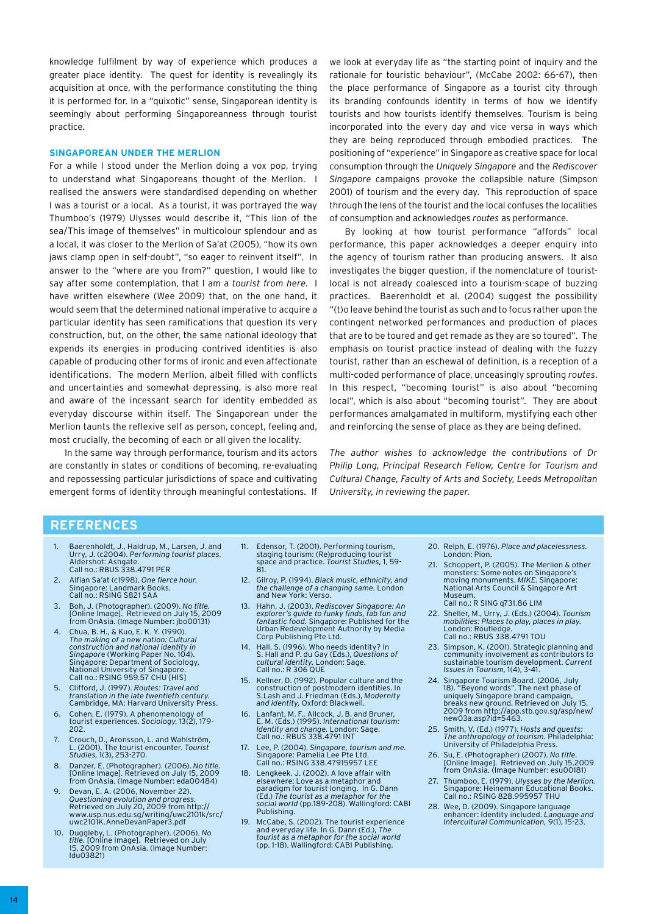knowledge fulfilment by way of experience which produces a greater place identity. The quest for identity is revealingly its acquisition at once, with the performance constituting the thing it is performed for. In a "quixotic" sense, Singaporean identity is seemingly about performing Singaporeanness through tourist practice.

## SINGAPOREAN UNDER THE MERLION

For a while I stood under the Merlion doing a vox pop, trying to understand what Singaporeans thought of the Merlion. I realised the answers were standardised depending on whether I was a tourist or a local. As a tourist, it was portrayed the way Thumboo's (1979) Ulysses would describe it, "This lion of the sea/This image of themselves" in multicolour splendour and as a local, it was closer to the Merlion of Sa'at (2005), "how its own jaws clamp open in self-doubt", "so eager to reinvent itself". In answer to the "where are you from?" question, I would like to say after some contemplation, that I am a *tourist from here*. I have written elsewhere (Wee 2009) that, on the one hand, it would seem that the determined national imperative to acquire a particular identity has seen ramifications that question its very construction, but, on the other, the same national ideology that expends its energies in producing contrived identities is also capable of producing other forms of ironic and even affectionate identifications. The modern Merlion, albeit filled with conflicts and uncertainties and somewhat depressing, is also more real and aware of the incessant search for identity embedded as everyday discourse within itself. The Singaporean under the Merlion taunts the reflexive self as person, concept, feeling and, most crucially, the becoming of each or all given the locality.

In the same way through performance, tourism and its actors are constantly in states or conditions of becoming, re-evaluating and repossessing particular jurisdictions of space and cultivating emergent forms of identity through meaningful contestations. If we look at everyday life as "the starting point of inquiry and the rationale for touristic behaviour", (McCabe 2002: 66-67), then the place performance of Singapore as a tourist city through its branding confounds identity in terms of how we identify tourists and how tourists identify themselves. Tourism is being incorporated into the every day and vice versa in ways which they are being reproduced through embodied practices. The positioning of "experience" in Singapore as creative space for local consumption through the *Uniquely Singapore* and the *Rediscover Singapore* campaigns provoke the collapsible nature (Simpson 2001) of tourism and the every day. This reproduction of space through the lens of the tourist and the local confuses the localities of consumption and acknowledges *routes* as performance.

By looking at how tourist performance "affords" local performance, this paper acknowledges a deeper enquiry into the agency of tourism rather than producing answers. It also investigates the bigger question, if the nomenclature of tourist-local is not already coalesced into a tourism-scape of buzzing practices. Baerenholdt et al. (2004) suggest the possibility "(t)o leave behind the tourist as such and to focus rather upon the contingent networked performances and production of places that are to be toured and get remade as they are so toured". The emphasis on tourist practice instead of dealing with the fuzzy tourist, rather than an eschewal of definition, is a reception of a multi-coded performance of place, unceasingly sprouting *routes*. In this respect, "becoming tourist" is also about "becoming local", which is also about "becoming tourist". They are about performances amalgamated in multiform, mystifying each other and reinforcing the sense of place as they are being defined.

*The author wishes to acknowledge the contributions of Dr Philip Long, Principal Research Fellow, Centre for Tourism and Cultural Change, Faculty of Arts and Society, Leeds Metropolitan University, in reviewing the paper.*

## REFERENCES

1. Baerenholdt, J., Haldrup, M., Larsen, J. and Urry, J. (c2004). *Performing tourist places.* Aldershot: Ashgate. Call no.: RBUS 338.4791 PER
2. Alfian Sa'at (c1998). *One fierce hour.* Singapore: Landmark Books. Call no.: RSING S821 SAA
3. Boh, J. (Photographer). (2009). *No title.* [Online Image]. Retrieved on July 15, 2009 from OnAsia. (Image Number: jbo00131)
4. Chua, B. H., & Kuo, E. K. Y. (1990). *The making of a new nation: Cultural construction and national identity in Singapore* (Working Paper No. 104). Singapore: Department of Sociology, National University of Singapore. Call no.: RSING 959.57 CHU [HIS]
5. Clifford, J. (1997). *Routes: Travel and translation in the late twentieth century.* Cambridge, MA: Harvard University Press.
6. Cohen, E. (1979). A phenomenology of tourist experiences. *Sociology*, 13(2), 179-202.
7. Crouch, D., Aronsson, L. and Wahlström, L. (2001). The tourist encounter. *Tourist Studies*, 1(3), 253-270.
8. Danzer, E. (Photographer). (2006). *No title.* [Online Image]. Retrieved on July 15, 2009 from OnAsia. (Image Number: eda00484)
9. Devan, E. A. (2006, November 22). *Questioning evolution and progress.* Retrieved on July 20, 2009 from http://www.usp.nus.edu.sg/writing/uwc2101k/src/uwc2101K.AnneDevanPaper3.pdf
10. Duggleby, L. (Photographer). (2006). *No title.* [Online Image]. Retrieved on July 15, 2009 from OnAsia. (Image Number: ldu03821)
11. Edensor, T. (2001). Performing tourism, staging tourism: (Re)producing tourist space and practice. *Tourist Studies*, 1, 59-81.
12. Gilroy, P. (1994). *Black music, ethnicity, and the challenge of a changing same.* London and New York: Verso.
13. Hahn, J. (2003). *Rediscover Singapore: An explorer's guide to funky finds, fab fun and fantastic food.* Singapore: Published for the Urban Redevelopment Authority by Media Corp Publishing Pte Ltd.
14. Hall. S. (1996). Who needs identity? In S. Hall and P. du Gay (Eds.), *Questions of cultural identity.* London: Sage. Call no.: R 306 QUE
15. Kellner, D. (1992). Popular culture and the construction of postmodern identities. In S.Lash and J. Friedman (Eds.), *Modernity and identity,* Oxford: Blackwell.
16. Lanfant, M. F., Allcock, J. B. and Bruner, E. M. (Eds.) (1995). *International tourism: Identity and change.* London: Sage. Call no.: RBUS 338.4791 INT
17. Lee, P. (2004). *Singapore, tourism and me.* Singapore: Pamelia Lee Pte Ltd. Call no.: RSING 338.47915957 LEE
18. Lengkeek. J. (2002). A love affair with elsewhere: Love as a metaphor and paradigm for tourist longing. In G. Dann (Ed.) *The tourist as a metaphor for the social world* (pp.189-208). Wallingford: CABI Publishing.
19. McCabe, S. (2002). The tourist experience and everyday life. In G. Dann (Ed.), *The tourist as a metaphor for the social world* (pp. 1-18). Wallingford: CABI Publishing.
20. Relph, E. (1976). *Place and placelessness.* London: Pion.
21. Schoppert, P. (2005). The Merlion & other monsters: Some notes on Singapore's moving monuments. *MIKE.* Singapore: National Arts Council & Singapore Art Museum. Call no.: R SING q731.86 LIM
22. Sheller, M., Urry, J. (Eds.) (2004). *Tourism mobilities: Places to play, places in play.* London: Routledge. Call no.: RBUS 338.4791 TOU
23. Simpson, K. (2001). Strategic planning and community involvement as contributors to sustainable tourism development. *Current Issues in Tourism*, 1(4), 3-41.
24. Singapore Tourism Board. (2006, July 18). "Beyond words". The next phase of uniquely Singapore brand campaign, breaks new ground. Retrieved on July 15, 2009 from http://app.stb.gov.sg/asp/new/new03a.asp?id=5463.
25. Smith, V. (Ed.) (1977). *Hosts and guests: The anthropology of tourism.* Philadelphia: University of Philadelphia Press.
26. Su, E. (Photographer) (2007). *No title.* [Online Image]. Retrieved on July 15,2009 from OnAsia. (Image Number: esu00181)
27. Thumboo, E. (1979). *Ulysses by the Merlion.* Singapore: Heinemann Educational Books. Call no.: RSING 828.995957 THU
28. Wee, D. (2009). Singapore language enhancer: Identity included. *Language and Intercultural Communication,* 9(1), 15-23.